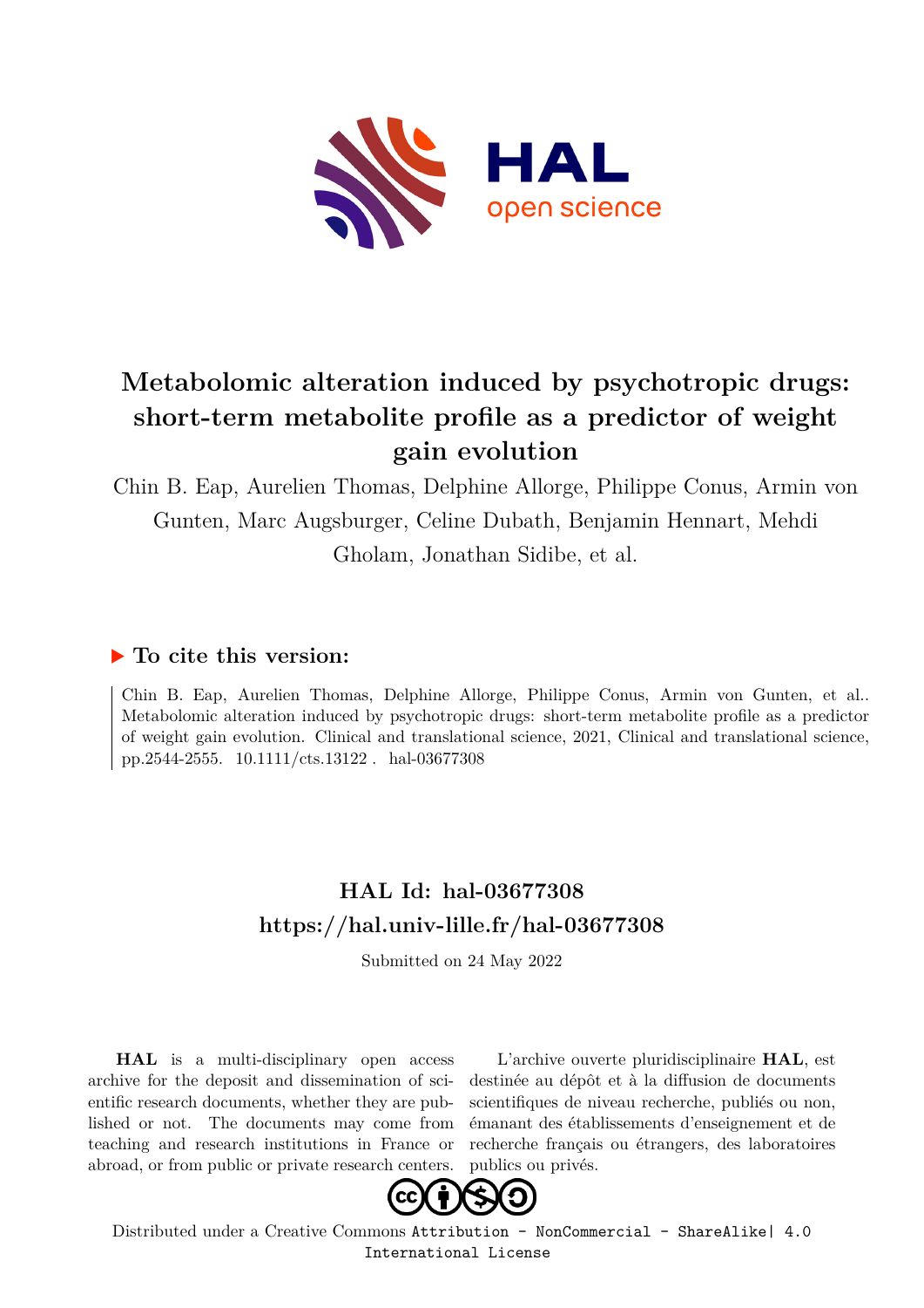# Metabolomic alteration induced by psychotropic drugs: short-term metabolite profile as a predictor of weight gain evolution

Chin B. Eap, Aurelien Thomas, Delphine Allorge, Philippe Conus, Armin von Gunten, Marc Augsburger, Celine Dubath, Benjamin Hennart, Mehdi Gholam, Jonathan Sidibe, et al.

## ▶ To cite this version:

Chin B. Eap, Aurelien Thomas, Delphine Allorge, Philippe Conus, Armin von Gunten, et al.. Metabolomic alteration induced by psychotropic drugs: short-term metabolite profile as a predictor of weight gain evolution. Clinical and translational science, 2021, Clinical and translational science, pp.2544-2555. 10.1111/cts.13122 . hal-03677308

## HAL Id: hal-03677308

## https://hal.univ-lille.fr/hal-03677308

Submitted on 24 May 2022

**HAL** is a multi-disciplinary open access archive for the deposit and dissemination of scientific research documents, whether they are published or not. The documents may come from teaching and research institutions in France or abroad, or from public or private research centers.

L'archive ouverte pluridisciplinaire **HAL**, est destinée au dépôt et à la diffusion de documents scientifiques de niveau recherche, publiés ou non, émanant des établissements d'enseignement et de recherche français ou étrangers, des laboratoires publics ou privés.

Distributed under a Creative Commons Attribution - NonCommercial - ShareAlike| 4.0 International License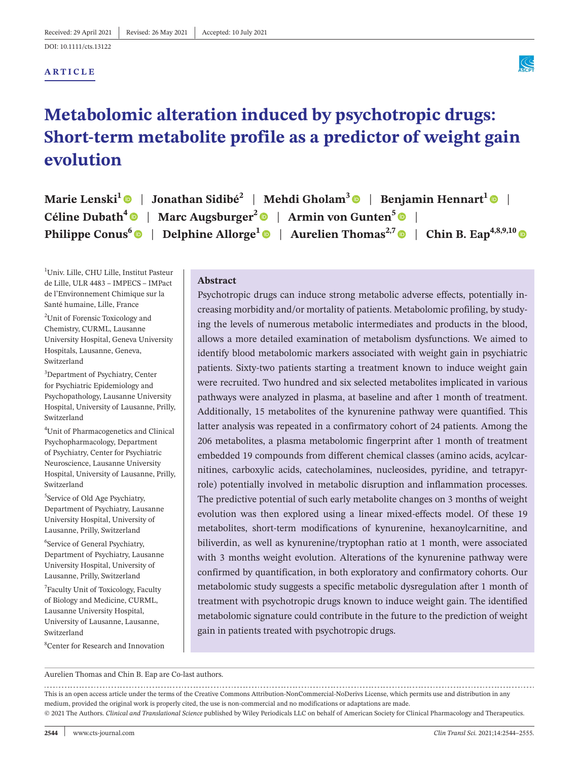Received: 29 April 2021 | Revised: 26 May 2021 | Accepted: 10 July 2021

DOI: 10.1111/cts.13122

ARTICLE

# Metabolomic alteration induced by psychotropic drugs: Short-term metabolite profile as a predictor of weight gain evolution

**Marie Lenski[1] | Jonathan Sidibé[2] | Mehdi Gholam[3] | Benjamin Hennart[1] | Céline Dubath[4] | Marc Augsburger[2] | Armin von Gunten[5] | Philippe Conus[6] | Delphine Allorge[1] | Aurelien Thomas[2,7] | Chin B. Eap[4,8,9,10]**

[1]Univ. Lille, CHU Lille, Institut Pasteur de Lille, ULR 4483 – IMPECS – IMPact de l'Environnement Chimique sur la Santé humaine, Lille, France

[2]Unit of Forensic Toxicology and Chemistry, CURML, Lausanne University Hospital, Geneva University Hospitals, Lausanne, Geneva, Switzerland

[3]Department of Psychiatry, Center for Psychiatric Epidemiology and Psychopathology, Lausanne University Hospital, University of Lausanne, Prilly, Switzerland

[4]Unit of Pharmacogenetics and Clinical Psychopharmacology, Department of Psychiatry, Center for Psychiatric Neuroscience, Lausanne University Hospital, University of Lausanne, Prilly, Switzerland

[5]Service of Old Age Psychiatry, Department of Psychiatry, Lausanne University Hospital, University of Lausanne, Prilly, Switzerland

[6]Service of General Psychiatry, Department of Psychiatry, Lausanne University Hospital, University of Lausanne, Prilly, Switzerland

[7]Faculty Unit of Toxicology, Faculty of Biology and Medicine, CURML, Lausanne University Hospital, University of Lausanne, Lausanne, Switzerland

[8]Center for Research and Innovation

## Abstract

Psychotropic drugs can induce strong metabolic adverse effects, potentially increasing morbidity and/or mortality of patients. Metabolomic profiling, by studying the levels of numerous metabolic intermediates and products in the blood, allows a more detailed examination of metabolism dysfunctions. We aimed to identify blood metabolomic markers associated with weight gain in psychiatric patients. Sixty-two patients starting a treatment known to induce weight gain were recruited. Two hundred and six selected metabolites implicated in various pathways were analyzed in plasma, at baseline and after 1 month of treatment. Additionally, 15 metabolites of the kynurenine pathway were quantified. This latter analysis was repeated in a confirmatory cohort of 24 patients. Among the 206 metabolites, a plasma metabolomic fingerprint after 1 month of treatment embedded 19 compounds from different chemical classes (amino acids, acylcarnitines, carboxylic acids, catecholamines, nucleosides, pyridine, and tetrapyrrole) potentially involved in metabolic disruption and inflammation processes. The predictive potential of such early metabolite changes on 3 months of weight evolution was then explored using a linear mixed-effects model. Of these 19 metabolites, short-term modifications of kynurenine, hexanoylcarnitine, and biliverdin, as well as kynurenine/tryptophan ratio at 1 month, were associated with 3 months weight evolution. Alterations of the kynurenine pathway were confirmed by quantification, in both exploratory and confirmatory cohorts. Our metabolomic study suggests a specific metabolic dysregulation after 1 month of treatment with psychotropic drugs known to induce weight gain. The identified metabolomic signature could contribute in the future to the prediction of weight gain in patients treated with psychotropic drugs.

Aurelien Thomas and Chin B. Eap are Co-last authors.

This is an open access article under the terms of the Creative Commons Attribution-NonCommercial-NoDerivs License, which permits use and distribution in any medium, provided the original work is properly cited, the use is non-commercial and no modifications or adaptations are made.
© 2021 The Authors. *Clinical and Translational Science* published by Wiley Periodicals LLC on behalf of American Society for Clinical Pharmacology and Therapeutics.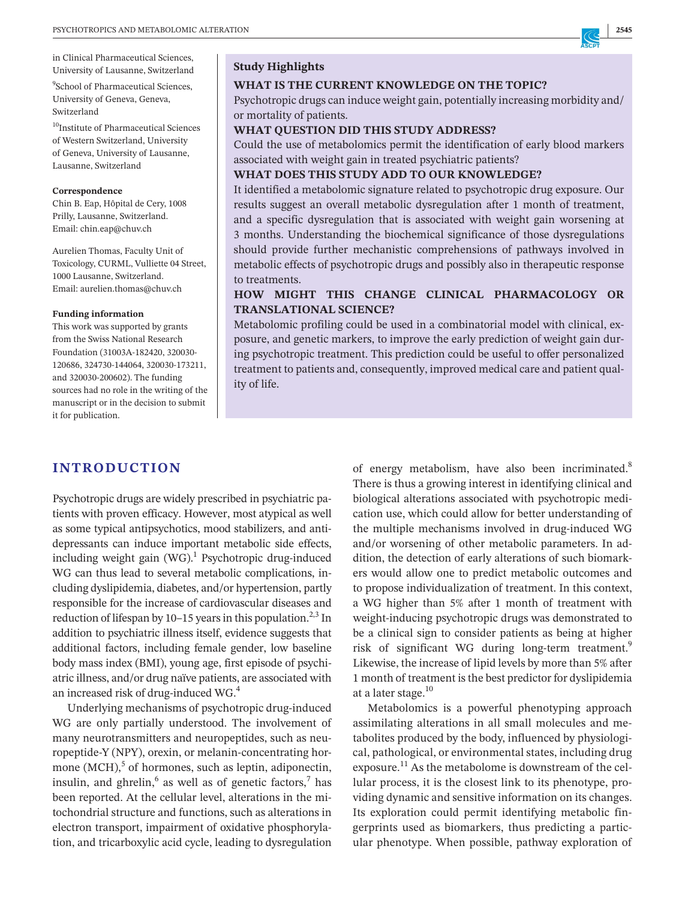in Clinical Pharmaceutical Sciences, University of Lausanne, Switzerland

[9]School of Pharmaceutical Sciences, University of Geneva, Geneva, Switzerland

[10]Institute of Pharmaceutical Sciences of Western Switzerland, University of Geneva, University of Lausanne, Lausanne, Switzerland

**Correspondence**

Chin B. Eap, Hôpital de Cery, 1008 Prilly, Lausanne, Switzerland.
Email: chin.eap@chuv.ch

Aurelien Thomas, Faculty Unit of Toxicology, CURML, Vulliette 04 Street, 1000 Lausanne, Switzerland.
Email: aurelien.thomas@chuv.ch

**Funding information**

This work was supported by grants from the Swiss National Research Foundation (31003A-182420, 320030-120686, 324730-144064, 320030-173211, and 320030-200602). The funding sources had no role in the writing of the manuscript or in the decision to submit it for publication.

**Study Highlights**

**WHAT IS THE CURRENT KNOWLEDGE ON THE TOPIC?**

Psychotropic drugs can induce weight gain, potentially increasing morbidity and/or mortality of patients.

**WHAT QUESTION DID THIS STUDY ADDRESS?**

Could the use of metabolomics permit the identification of early blood markers associated with weight gain in treated psychiatric patients?

**WHAT DOES THIS STUDY ADD TO OUR KNOWLEDGE?**

It identified a metabolomic signature related to psychotropic drug exposure. Our results suggest an overall metabolic dysregulation after 1 month of treatment, and a specific dysregulation that is associated with weight gain worsening at 3 months. Understanding the biochemical significance of those dysregulations should provide further mechanistic comprehensions of pathways involved in metabolic effects of psychotropic drugs and possibly also in therapeutic response to treatments.

**HOW MIGHT THIS CHANGE CLINICAL PHARMACOLOGY OR TRANSLATIONAL SCIENCE?**

Metabolomic profiling could be used in a combinatorial model with clinical, exposure, and genetic markers, to improve the early prediction of weight gain during psychotropic treatment. This prediction could be useful to offer personalized treatment to patients and, consequently, improved medical care and patient quality of life.

## INTRODUCTION

Psychotropic drugs are widely prescribed in psychiatric patients with proven efficacy. However, most atypical as well as some typical antipsychotics, mood stabilizers, and antidepressants can induce important metabolic side effects, including weight gain (WG).[1] Psychotropic drug-induced WG can thus lead to several metabolic complications, including dyslipidemia, diabetes, and/or hypertension, partly responsible for the increase of cardiovascular diseases and reduction of lifespan by 10–15 years in this population.[2,3] In addition to psychiatric illness itself, evidence suggests that additional factors, including female gender, low baseline body mass index (BMI), young age, first episode of psychiatric illness, and/or drug naïve patients, are associated with an increased risk of drug-induced WG.[4]

Underlying mechanisms of psychotropic drug-induced WG are only partially understood. The involvement of many neurotransmitters and neuropeptides, such as neuropeptide-Y (NPY), orexin, or melanin-concentrating hormone (MCH),[5] of hormones, such as leptin, adiponectin, insulin, and ghrelin,[6] as well as of genetic factors,[7] has been reported. At the cellular level, alterations in the mitochondrial structure and functions, such as alterations in electron transport, impairment of oxidative phosphorylation, and tricarboxylic acid cycle, leading to dysregulation of energy metabolism, have also been incriminated.[8] There is thus a growing interest in identifying clinical and biological alterations associated with psychotropic medication use, which could allow for better understanding of the multiple mechanisms involved in drug-induced WG and/or worsening of other metabolic parameters. In addition, the detection of early alterations of such biomarkers would allow one to predict metabolic outcomes and to propose individualization of treatment. In this context, a WG higher than 5% after 1 month of treatment with weight-inducing psychotropic drugs was demonstrated to be a clinical sign to consider patients as being at higher risk of significant WG during long-term treatment.[9] Likewise, the increase of lipid levels by more than 5% after 1 month of treatment is the best predictor for dyslipidemia at a later stage.[10]

Metabolomics is a powerful phenotyping approach assimilating alterations in all small molecules and metabolites produced by the body, influenced by physiological, pathological, or environmental states, including drug exposure.[11] As the metabolome is downstream of the cellular process, it is the closest link to its phenotype, providing dynamic and sensitive information on its changes. Its exploration could permit identifying metabolic fingerprints used as biomarkers, thus predicting a particular phenotype. When possible, pathway exploration of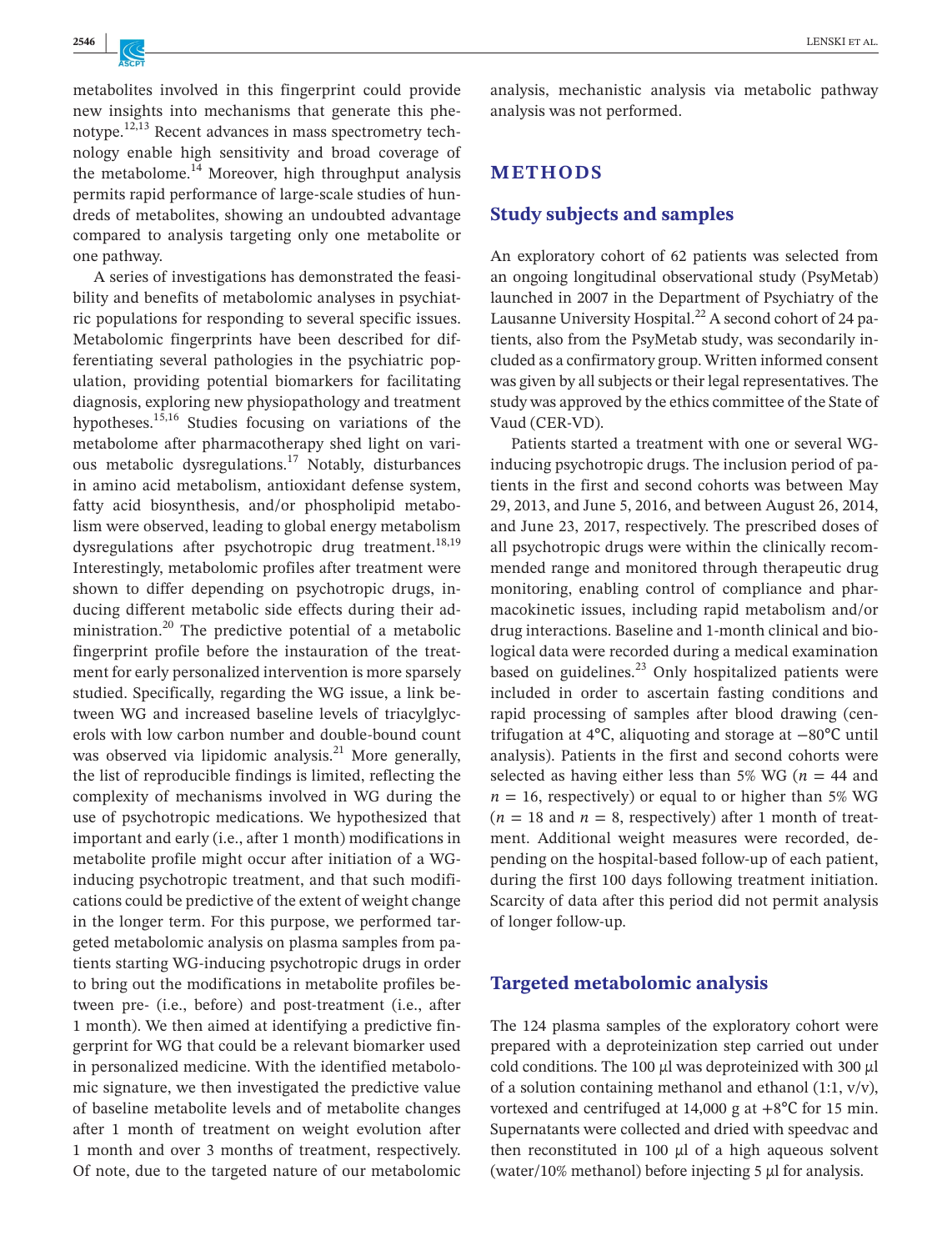metabolites involved in this fingerprint could provide new insights into mechanisms that generate this phenotype.[12,13] Recent advances in mass spectrometry technology enable high sensitivity and broad coverage of the metabolome.[14] Moreover, high throughput analysis permits rapid performance of large-scale studies of hundreds of metabolites, showing an undoubted advantage compared to analysis targeting only one metabolite or one pathway.

A series of investigations has demonstrated the feasibility and benefits of metabolomic analyses in psychiatric populations for responding to several specific issues. Metabolomic fingerprints have been described for differentiating several pathologies in the psychiatric population, providing potential biomarkers for facilitating diagnosis, exploring new physiopathology and treatment hypotheses.[15,16] Studies focusing on variations of the metabolome after pharmacotherapy shed light on various metabolic dysregulations.[17] Notably, disturbances in amino acid metabolism, antioxidant defense system, fatty acid biosynthesis, and/or phospholipid metabolism were observed, leading to global energy metabolism dysregulations after psychotropic drug treatment.[18,19] Interestingly, metabolomic profiles after treatment were shown to differ depending on psychotropic drugs, inducing different metabolic side effects during their administration.[20] The predictive potential of a metabolic fingerprint profile before the instauration of the treatment for early personalized intervention is more sparsely studied. Specifically, regarding the WG issue, a link between WG and increased baseline levels of triacylglycerols with low carbon number and double-bound count was observed via lipidomic analysis.[21] More generally, the list of reproducible findings is limited, reflecting the complexity of mechanisms involved in WG during the use of psychotropic medications. We hypothesized that important and early (i.e., after 1 month) modifications in metabolite profile might occur after initiation of a WG-inducing psychotropic treatment, and that such modifications could be predictive of the extent of weight change in the longer term. For this purpose, we performed targeted metabolomic analysis on plasma samples from patients starting WG-inducing psychotropic drugs in order to bring out the modifications in metabolite profiles between pre- (i.e., before) and post-treatment (i.e., after 1 month). We then aimed at identifying a predictive fingerprint for WG that could be a relevant biomarker used in personalized medicine. With the identified metabolomic signature, we then investigated the predictive value of baseline metabolite levels and of metabolite changes after 1 month of treatment on weight evolution after 1 month and over 3 months of treatment, respectively. Of note, due to the targeted nature of our metabolomic analysis, mechanistic analysis via metabolic pathway analysis was not performed.

## METHODS

### Study subjects and samples

An exploratory cohort of 62 patients was selected from an ongoing longitudinal observational study (PsyMetab) launched in 2007 in the Department of Psychiatry of the Lausanne University Hospital.[22] A second cohort of 24 patients, also from the PsyMetab study, was secondarily included as a confirmatory group. Written informed consent was given by all subjects or their legal representatives. The study was approved by the ethics committee of the State of Vaud (CER-VD).

Patients started a treatment with one or several WG-inducing psychotropic drugs. The inclusion period of patients in the first and second cohorts was between May 29, 2013, and June 5, 2016, and between August 26, 2014, and June 23, 2017, respectively. The prescribed doses of all psychotropic drugs were within the clinically recommended range and monitored through therapeutic drug monitoring, enabling control of compliance and pharmacokinetic issues, including rapid metabolism and/or drug interactions. Baseline and 1-month clinical and biological data were recorded during a medical examination based on guidelines.[23] Only hospitalized patients were included in order to ascertain fasting conditions and rapid processing of samples after blood drawing (centrifugation at 4°C, aliquoting and storage at −80°C until analysis). Patients in the first and second cohorts were selected as having either less than 5% WG ($n = 44$ and $n = 16$, respectively) or equal to or higher than 5% WG ($n = 18$ and $n = 8$, respectively) after 1 month of treatment. Additional weight measures were recorded, depending on the hospital-based follow-up of each patient, during the first 100 days following treatment initiation. Scarcity of data after this period did not permit analysis of longer follow-up.

### Targeted metabolomic analysis

The 124 plasma samples of the exploratory cohort were prepared with a deproteinization step carried out under cold conditions. The 100 µl was deproteinized with 300 µl of a solution containing methanol and ethanol (1:1, v/v), vortexed and centrifuged at 14,000 g at +8°C for 15 min. Supernatants were collected and dried with speedvac and then reconstituted in 100 µl of a high aqueous solvent (water/10% methanol) before injecting 5 µl for analysis.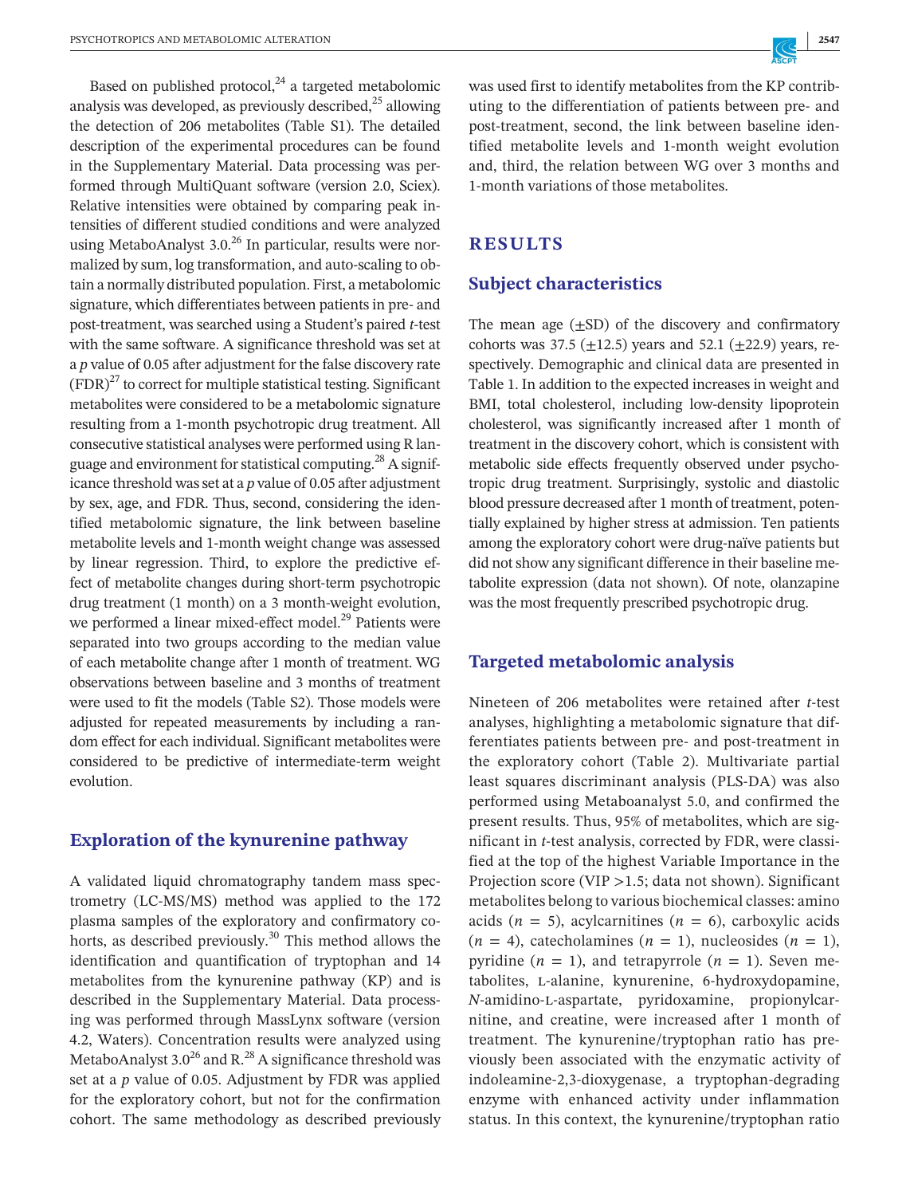Based on published protocol,[24] a targeted metabolomic analysis was developed, as previously described,[25] allowing the detection of 206 metabolites (Table S1). The detailed description of the experimental procedures can be found in the Supplementary Material. Data processing was performed through MultiQuant software (version 2.0, Sciex). Relative intensities were obtained by comparing peak intensities of different studied conditions and were analyzed using MetaboAnalyst 3.0.[26] In particular, results were normalized by sum, log transformation, and auto-scaling to obtain a normally distributed population. First, a metabolomic signature, which differentiates between patients in pre- and post-treatment, was searched using a Student's paired *t*-test with the same software. A significance threshold was set at a *p* value of 0.05 after adjustment for the false discovery rate (FDR)[27] to correct for multiple statistical testing. Significant metabolites were considered to be a metabolomic signature resulting from a 1-month psychotropic drug treatment. All consecutive statistical analyses were performed using R language and environment for statistical computing.[28] A significance threshold was set at a *p* value of 0.05 after adjustment by sex, age, and FDR. Thus, second, considering the identified metabolomic signature, the link between baseline metabolite levels and 1-month weight change was assessed by linear regression. Third, to explore the predictive effect of metabolite changes during short-term psychotropic drug treatment (1 month) on a 3 month-weight evolution, we performed a linear mixed-effect model.[29] Patients were separated into two groups according to the median value of each metabolite change after 1 month of treatment. WG observations between baseline and 3 months of treatment were used to fit the models (Table S2). Those models were adjusted for repeated measurements by including a random effect for each individual. Significant metabolites were considered to be predictive of intermediate-term weight evolution.

## Exploration of the kynurenine pathway

A validated liquid chromatography tandem mass spectrometry (LC-MS/MS) method was applied to the 172 plasma samples of the exploratory and confirmatory cohorts, as described previously.[30] This method allows the identification and quantification of tryptophan and 14 metabolites from the kynurenine pathway (KP) and is described in the Supplementary Material. Data processing was performed through MassLynx software (version 4.2, Waters). Concentration results were analyzed using MetaboAnalyst 3.0[26] and R.[28] A significance threshold was set at a *p* value of 0.05. Adjustment by FDR was applied for the exploratory cohort, but not for the confirmation cohort. The same methodology as described previously was used first to identify metabolites from the KP contributing to the differentiation of patients between pre- and post-treatment, second, the link between baseline identified metabolite levels and 1-month weight evolution and, third, the relation between WG over 3 months and 1-month variations of those metabolites.

# RESULTS

## Subject characteristics

The mean age (±SD) of the discovery and confirmatory cohorts was 37.5 (±12.5) years and 52.1 (±22.9) years, respectively. Demographic and clinical data are presented in Table 1. In addition to the expected increases in weight and BMI, total cholesterol, including low-density lipoprotein cholesterol, was significantly increased after 1 month of treatment in the discovery cohort, which is consistent with metabolic side effects frequently observed under psychotropic drug treatment. Surprisingly, systolic and diastolic blood pressure decreased after 1 month of treatment, potentially explained by higher stress at admission. Ten patients among the exploratory cohort were drug-naïve patients but did not show any significant difference in their baseline metabolite expression (data not shown). Of note, olanzapine was the most frequently prescribed psychotropic drug.

## Targeted metabolomic analysis

Nineteen of 206 metabolites were retained after *t*-test analyses, highlighting a metabolomic signature that differentiates patients between pre- and post-treatment in the exploratory cohort (Table 2). Multivariate partial least squares discriminant analysis (PLS-DA) was also performed using Metaboanalyst 5.0, and confirmed the present results. Thus, 95% of metabolites, which are significant in *t*-test analysis, corrected by FDR, were classified at the top of the highest Variable Importance in the Projection score (VIP >1.5; data not shown). Significant metabolites belong to various biochemical classes: amino acids ($n$ = 5), acylcarnitines ($n$ = 6), carboxylic acids ($n$ = 4), catecholamines ($n$ = 1), nucleosides ($n$ = 1), pyridine ($n$ = 1), and tetrapyrrole ($n$ = 1). Seven metabolites, L-alanine, kynurenine, 6-hydroxydopamine, *N*-amidino-L-aspartate, pyridoxamine, propionylcarnitine, and creatine, were increased after 1 month of treatment. The kynurenine/tryptophan ratio has previously been associated with the enzymatic activity of indoleamine-2,3-dioxygenase, a tryptophan-degrading enzyme with enhanced activity under inflammation status. In this context, the kynurenine/tryptophan ratio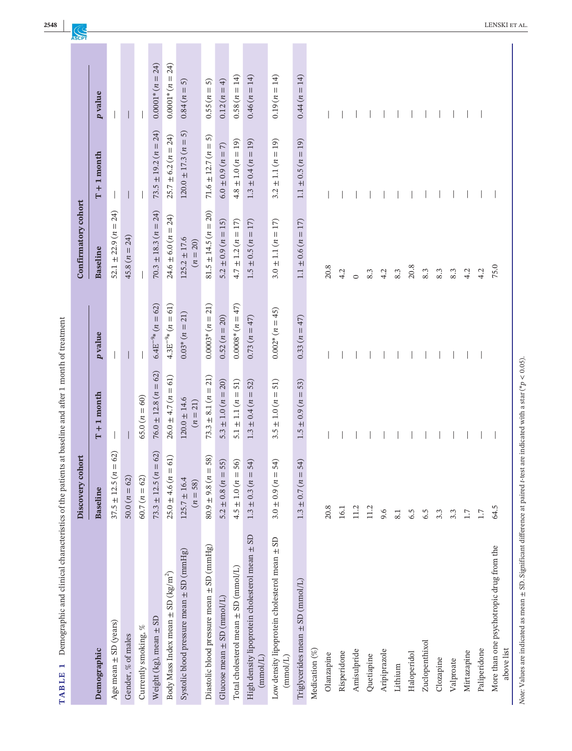**TABLE 1** Demographic and clinical characteristics of the patients at baseline and after 1 month of treatment

| Demographic | Discovery cohort | | | Confirmatory cohort | | |
|---|---|---|---|---|---|---|
| | Baseline | T + 1 month | p value | Baseline | T + 1 month | p value |
| Age mean ± SD (years) | 37.5 ± 12.5 ($n = 62$) | — | — | 52.1 ± 22.9 ($n = 24$) | — | — |
| Gender, % of males | 50.0 ($n = 62$) | — | — | 45.8 ($n = 24$) | — | — |
| Currently smoking, % | 60.7 ($n = 62$) | 65.0 ($n = 60$) | — | — | — | — |
| Weight (kg), mean ± SD | 73.3 ± 12.5 ($n = 62$) | 76.0 ± 12.8 ($n = 62$) | $6.4E^{-9}$* ($n = 62$) | 70.3 ± 18.3 ($n = 24$) | 73.5 ± 19.2 ($n = 24$) | 0.0001* ($n = 24$) |
| Body Mass Index mean ± SD (kg/m$^2$) | 25.0 ± 4.6 ($n = 61$) | 26.0 ± 4.7 ($n = 61$) | $4.3E^{-9}$* ($n = 61$) | 24.6 ± 6.0 ($n = 24$) | 25.7 ± 6.2 ($n = 24$) | 0.0001* ($n = 24$) |
| Systolic blood pressure mean ± SD (mmHg) | 125.7 ± 16.4 ($n = 58$) | 120.0 ± 14.6 ($n = 21$) | 0.03* ($n = 21$) | 125.2 ± 17.6 ($n = 20$) | 120.0 ± 17.3 ($n = 5$) | 0.84 ($n = 5$) |
| Diastolic blood pressure mean ± SD (mmHg) | 80.9 ± 9.8 ($n = 58$) | 73.3 ± 8.1 ($n = 21$) | 0.0003* ($n = 21$) | 81.5 ± 14.5 ($n = 20$) | 71.6 ± 12.7 ($n = 5$) | 0.55 ($n = 5$) |
| Glucose mean ± SD (mmol/L) | 5.2 ± 0.8 ($n = 55$) | 5.3 ± 1.0 ($n = 20$) | 0.52 ($n = 20$) | 5.2 ± 0.9 ($n = 15$) | 6.0 ± 0.9 ($n = 7$) | 0.12 ($n = 4$) |
| Total cholesterol mean ± SD (mmol/L) | 4.5 ± 1.0 ($n = 56$) | 5.1 ± 1.1 ($n = 51$) | 0.0008* ($n = 47$) | 4.7 ± 1.2 ($n = 17$) | 4.8 ± 1.0 ($n = 19$) | 0.58 ($n = 14$) |
| High density lipoprotein cholesterol mean ± SD (mmol/L) | 1.3 ± 0.3 ($n = 54$) | 1.3 ± 0.4 ($n = 52$) | 0.73 ($n = 47$) | 1.5 ± 0.5 ($n = 17$) | 1.3 ± 0.4 ($n = 19$) | 0.46 ($n = 14$) |
| Low density lipoprotein cholesterol mean ± SD (mmol/L) | 3.0 ± 0.9 ($n = 54$) | 3.5 ± 1.0 ($n = 51$) | 0.002* ($n = 45$) | 3.0 ± 1.1 ($n = 17$) | 3.2 ± 1.1 ($n = 19$) | 0.19 ($n = 14$) |
| Triglycerides mean ± SD (mmol/L) | 1.3 ± 0.7 ($n = 54$) | 1.5 ± 0.9 ($n = 53$) | 0.33 ($n = 47$) | 1.1 ± 0.6 ($n = 17$) | 1.1 ± 0.5 ($n = 19$) | 0.44 ($n = 14$) |
| Medication (%) | | | | | | |
| Olanzapine | 20.8 | — | — | 20.8 | — | — |
| Risperidone | 16.1 | — | — | 4.2 | — | — |
| Amisulpride | 11.2 | — | — | 0 | — | — |
| Quetiapine | 11.2 | — | — | 8.3 | — | — |
| Aripiprazole | 9.6 | — | — | 4.2 | — | — |
| Lithium | 8.1 | — | — | 8.3 | — | — |
| Haloperidol | 6.5 | — | — | 20.8 | — | — |
| Zuclopenthixol | 6.5 | — | — | 8.3 | — | — |
| Clozapine | 3.3 | — | — | 8.3 | — | — |
| Valproate | 3.3 | — | — | 8.3 | — | — |
| Mirtazapine | 1.7 | — | — | 4.2 | — | — |
| Paliperidone | 1.7 | — | — | 4.2 | — | — |
| More than one psychotropic drug from the above list | 64.5 | — | | 75.0 | — | |

*Note*: Values are indicated as mean ± SD. Significant difference at paired *t*-test are indicated with a star (*$p < 0.05$).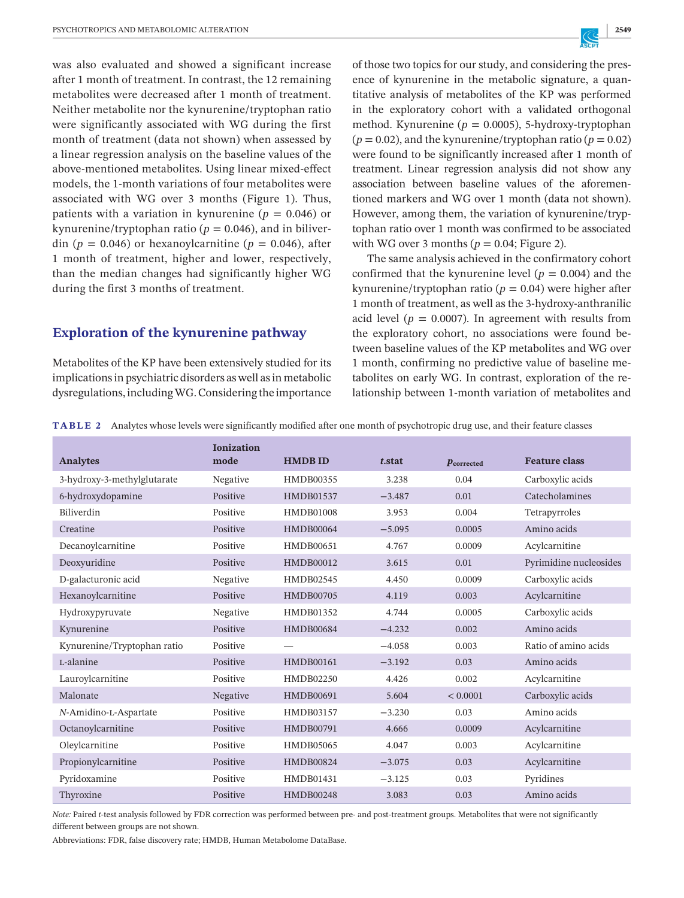was also evaluated and showed a significant increase after 1 month of treatment. In contrast, the 12 remaining metabolites were decreased after 1 month of treatment. Neither metabolite nor the kynurenine/tryptophan ratio were significantly associated with WG during the first month of treatment (data not shown) when assessed by a linear regression analysis on the baseline values of the above-mentioned metabolites. Using linear mixed-effect models, the 1-month variations of four metabolites were associated with WG over 3 months (Figure 1). Thus, patients with a variation in kynurenine ($p = 0.046$) or kynurenine/tryptophan ratio ($p = 0.046$), and in biliverdin ($p = 0.046$) or hexanoylcarnitine ($p = 0.046$), after 1 month of treatment, higher and lower, respectively, than the median changes had significantly higher WG during the first 3 months of treatment.

## Exploration of the kynurenine pathway

Metabolites of the KP have been extensively studied for its implications in psychiatric disorders as well as in metabolic dysregulations, including WG. Considering the importance of those two topics for our study, and considering the presence of kynurenine in the metabolic signature, a quantitative analysis of metabolites of the KP was performed in the exploratory cohort with a validated orthogonal method. Kynurenine ($p = 0.0005$), 5-hydroxy-tryptophan ($p = 0.02$), and the kynurenine/tryptophan ratio ($p = 0.02$) were found to be significantly increased after 1 month of treatment. Linear regression analysis did not show any association between baseline values of the aforementioned markers and WG over 1 month (data not shown). However, among them, the variation of kynurenine/tryptophan ratio over 1 month was confirmed to be associated with WG over 3 months ($p = 0.04$; Figure 2).

The same analysis achieved in the confirmatory cohort confirmed that the kynurenine level ($p = 0.004$) and the kynurenine/tryptophan ratio ($p = 0.04$) were higher after 1 month of treatment, as well as the 3-hydroxy-anthranilic acid level ($p = 0.0007$). In agreement with results from the exploratory cohort, no associations were found between baseline values of the KP metabolites and WG over 1 month, confirming no predictive value of baseline metabolites on early WG. In contrast, exploration of the relationship between 1-month variation of metabolites and

**TABLE 2** Analytes whose levels were significantly modified after one month of psychotropic drug use, and their feature classes

| Analytes | Ionization mode | HMDB ID | t.stat | $p_{corrected}$ | Feature class |
|---|---|---|---|---|---|
| 3-hydroxy-3-methylglutarate | Negative | HMDB00355 | 3.238 | 0.04 | Carboxylic acids |
| 6-hydroxydopamine | Positive | HMDB01537 | −3.487 | 0.01 | Catecholamines |
| Biliverdin | Positive | HMDB01008 | 3.953 | 0.004 | Tetrapyrroles |
| Creatine | Positive | HMDB00064 | −5.095 | 0.0005 | Amino acids |
| Decanoylcarnitine | Positive | HMDB00651 | 4.767 | 0.0009 | Acylcarnitine |
| Deoxyuridine | Positive | HMDB00012 | 3.615 | 0.01 | Pyrimidine nucleosides |
| D-galacturonic acid | Negative | HMDB02545 | 4.450 | 0.0009 | Carboxylic acids |
| Hexanoylcarnitine | Positive | HMDB00705 | 4.119 | 0.003 | Acylcarnitine |
| Hydroxypyruvate | Negative | HMDB01352 | 4.744 | 0.0005 | Carboxylic acids |
| Kynurenine | Positive | HMDB00684 | −4.232 | 0.002 | Amino acids |
| Kynurenine/Tryptophan ratio | Positive | — | −4.058 | 0.003 | Ratio of amino acids |
| L-alanine | Positive | HMDB00161 | −3.192 | 0.03 | Amino acids |
| Lauroylcarnitine | Positive | HMDB02250 | 4.426 | 0.002 | Acylcarnitine |
| Malonate | Negative | HMDB00691 | 5.604 | < 0.0001 | Carboxylic acids |
| N-Amidino-L-Aspartate | Positive | HMDB03157 | −3.230 | 0.03 | Amino acids |
| Octanoylcarnitine | Positive | HMDB00791 | 4.666 | 0.0009 | Acylcarnitine |
| Oleylcarnitine | Positive | HMDB05065 | 4.047 | 0.003 | Acylcarnitine |
| Propionylcarnitine | Positive | HMDB00824 | −3.075 | 0.03 | Acylcarnitine |
| Pyridoxamine | Positive | HMDB01431 | −3.125 | 0.03 | Pyridines |
| Thyroxine | Positive | HMDB00248 | 3.083 | 0.03 | Amino acids |

*Note:* Paired t-test analysis followed by FDR correction was performed between pre- and post-treatment groups. Metabolites that were not significantly different between groups are not shown.

Abbreviations: FDR, false discovery rate; HMDB, Human Metabolome DataBase.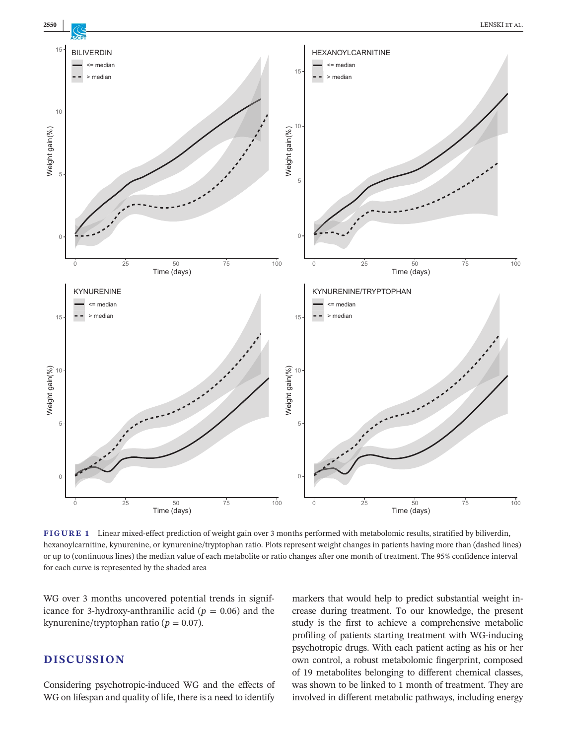**FIGURE 1** Linear mixed-effect prediction of weight gain over 3 months performed with metabolomic results, stratified by biliverdin, hexanoylcarnitine, kynurenine, or kynurenine/tryptophan ratio. Plots represent weight changes in patients having more than (dashed lines) or up to (continuous lines) the median value of each metabolite or ratio changes after one month of treatment. The 95% confidence interval for each curve is represented by the shaded area

WG over 3 months uncovered potential trends in significance for 3-hydroxy-anthranilic acid ($p = 0.06$) and the kynurenine/tryptophan ratio ($p = 0.07$).

## DISCUSSION

Considering psychotropic-induced WG and the effects of WG on lifespan and quality of life, there is a need to identify markers that would help to predict substantial weight increase during treatment. To our knowledge, the present study is the first to achieve a comprehensive metabolic profiling of patients starting treatment with WG-inducing psychotropic drugs. With each patient acting as his or her own control, a robust metabolomic fingerprint, composed of 19 metabolites belonging to different chemical classes, was shown to be linked to 1 month of treatment. They are involved in different metabolic pathways, including energy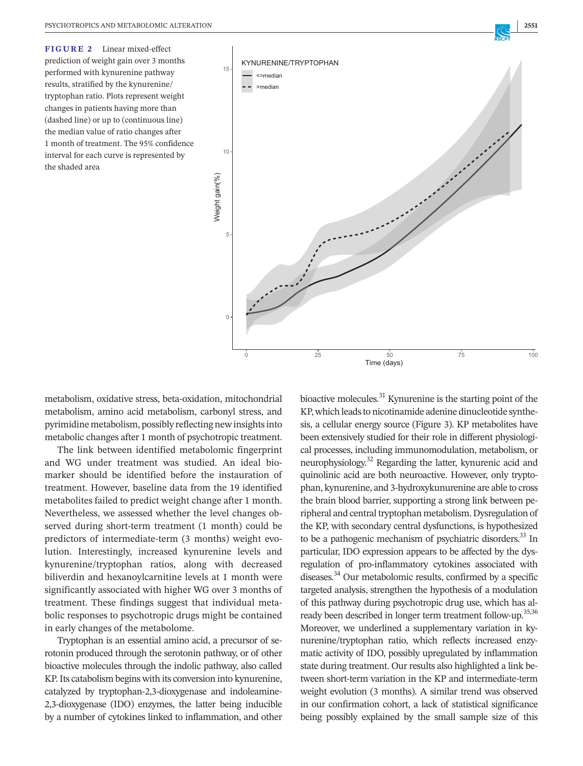**FIGURE 2** Linear mixed-effect prediction of weight gain over 3 months performed with kynurenine pathway results, stratified by the kynurenine/tryptophan ratio. Plots represent weight changes in patients having more than (dashed line) or up to (continuous line) the median value of ratio changes after 1 month of treatment. The 95% confidence interval for each curve is represented by the shaded area

metabolism, oxidative stress, beta-oxidation, mitochondrial metabolism, amino acid metabolism, carbonyl stress, and pyrimidine metabolism, possibly reflecting new insights into metabolic changes after 1 month of psychotropic treatment.

The link between identified metabolomic fingerprint and WG under treatment was studied. An ideal biomarker should be identified before the instauration of treatment. However, baseline data from the 19 identified metabolites failed to predict weight change after 1 month. Nevertheless, we assessed whether the level changes observed during short-term treatment (1 month) could be predictors of intermediate-term (3 months) weight evolution. Interestingly, increased kynurenine levels and kynurenine/tryptophan ratios, along with decreased biliverdin and hexanoylcarnitine levels at 1 month were significantly associated with higher WG over 3 months of treatment. These findings suggest that individual metabolic responses to psychotropic drugs might be contained in early changes of the metabolome.

Tryptophan is an essential amino acid, a precursor of serotonin produced through the serotonin pathway, or of other bioactive molecules through the indolic pathway, also called KP. Its catabolism begins with its conversion into kynurenine, catalyzed by tryptophan-2,3-dioxygenase and indoleamine-2,3-dioxygenase (IDO) enzymes, the latter being inducible by a number of cytokines linked to inflammation, and other bioactive molecules.[31] Kynurenine is the starting point of the KP, which leads to nicotinamide adenine dinucleotide synthesis, a cellular energy source (Figure 3). KP metabolites have been extensively studied for their role in different physiological processes, including immunomodulation, metabolism, or neurophysiology.[32] Regarding the latter, kynurenic acid and quinolinic acid are both neuroactive. However, only tryptophan, kynurenine, and 3-hydroxykunurenine are able to cross the brain blood barrier, supporting a strong link between peripheral and central tryptophan metabolism. Dysregulation of the KP, with secondary central dysfunctions, is hypothesized to be a pathogenic mechanism of psychiatric disorders.[33] In particular, IDO expression appears to be affected by the dysregulation of pro-inflammatory cytokines associated with diseases.[34] Our metabolomic results, confirmed by a specific targeted analysis, strengthen the hypothesis of a modulation of this pathway during psychotropic drug use, which has already been described in longer term treatment follow-up.[35,36] Moreover, we underlined a supplementary variation in kynurenine/tryptophan ratio, which reflects increased enzymatic activity of IDO, possibly upregulated by inflammation state during treatment. Our results also highlighted a link between short-term variation in the KP and intermediate-term weight evolution (3 months). A similar trend was observed in our confirmation cohort, a lack of statistical significance being possibly explained by the small sample size of this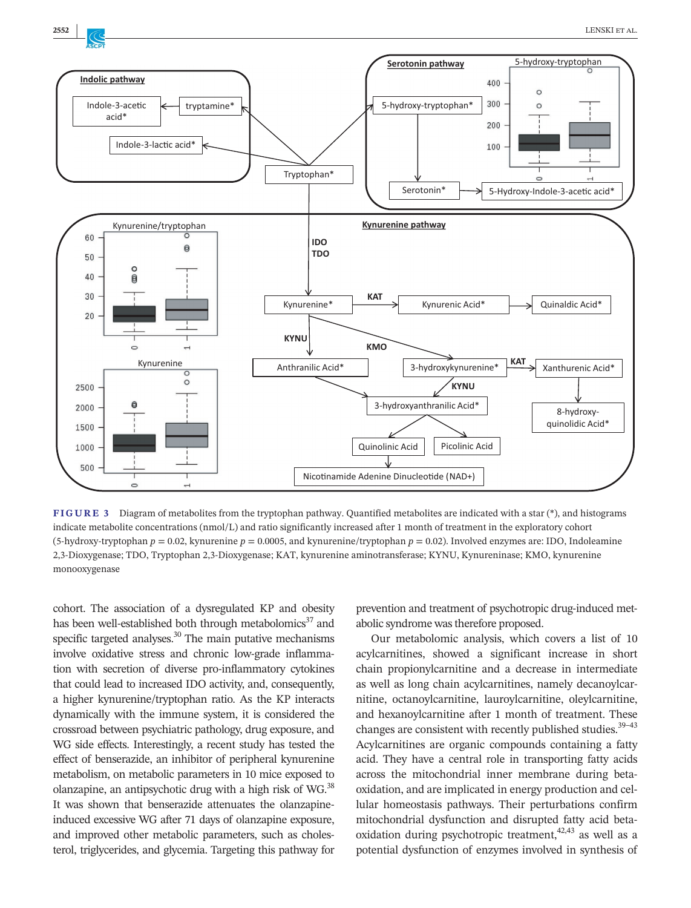**FIGURE 3** Diagram of metabolites from the tryptophan pathway. Quantified metabolites are indicated with a star (*), and histograms indicate metabolite concentrations (nmol/L) and ratio significantly increased after 1 month of treatment in the exploratory cohort (5-hydroxy-tryptophan $p = 0.02$, kynurenine $p = 0.0005$, and kynurenine/tryptophan $p = 0.02$). Involved enzymes are: IDO, Indoleamine 2,3-Dioxygenase; TDO, Tryptophan 2,3-Dioxygenase; KAT, kynurenine aminotransferase; KYNU, Kynureninase; KMO, kynurenine monooxygenase

cohort. The association of a dysregulated KP and obesity has been well-established both through metabolomics[37] and specific targeted analyses.[30] The main putative mechanisms involve oxidative stress and chronic low-grade inflammation with secretion of diverse pro-inflammatory cytokines that could lead to increased IDO activity, and, consequently, a higher kynurenine/tryptophan ratio. As the KP interacts dynamically with the immune system, it is considered the crossroad between psychiatric pathology, drug exposure, and WG side effects. Interestingly, a recent study has tested the effect of benserazide, an inhibitor of peripheral kynurenine metabolism, on metabolic parameters in 10 mice exposed to olanzapine, an antipsychotic drug with a high risk of WG.[38] It was shown that benserazide attenuates the olanzapine-induced excessive WG after 71 days of olanzapine exposure, and improved other metabolic parameters, such as cholesterol, triglycerides, and glycemia. Targeting this pathway for prevention and treatment of psychotropic drug-induced metabolic syndrome was therefore proposed.

Our metabolomic analysis, which covers a list of 10 acylcarnitines, showed a significant increase in short chain propionylcarnitine and a decrease in intermediate as well as long chain acylcarnitines, namely decanoylcarnitine, octanoylcarnitine, lauroylcarnitine, oleylcarnitine, and hexanoylcarnitine after 1 month of treatment. These changes are consistent with recently published studies.[39–43] Acylcarnitines are organic compounds containing a fatty acid. They have a central role in transporting fatty acids across the mitochondrial inner membrane during beta-oxidation, and are implicated in energy production and cellular homeostasis pathways. Their perturbations confirm mitochondrial dysfunction and disrupted fatty acid beta-oxidation during psychotropic treatment,[42,43] as well as a potential dysfunction of enzymes involved in synthesis of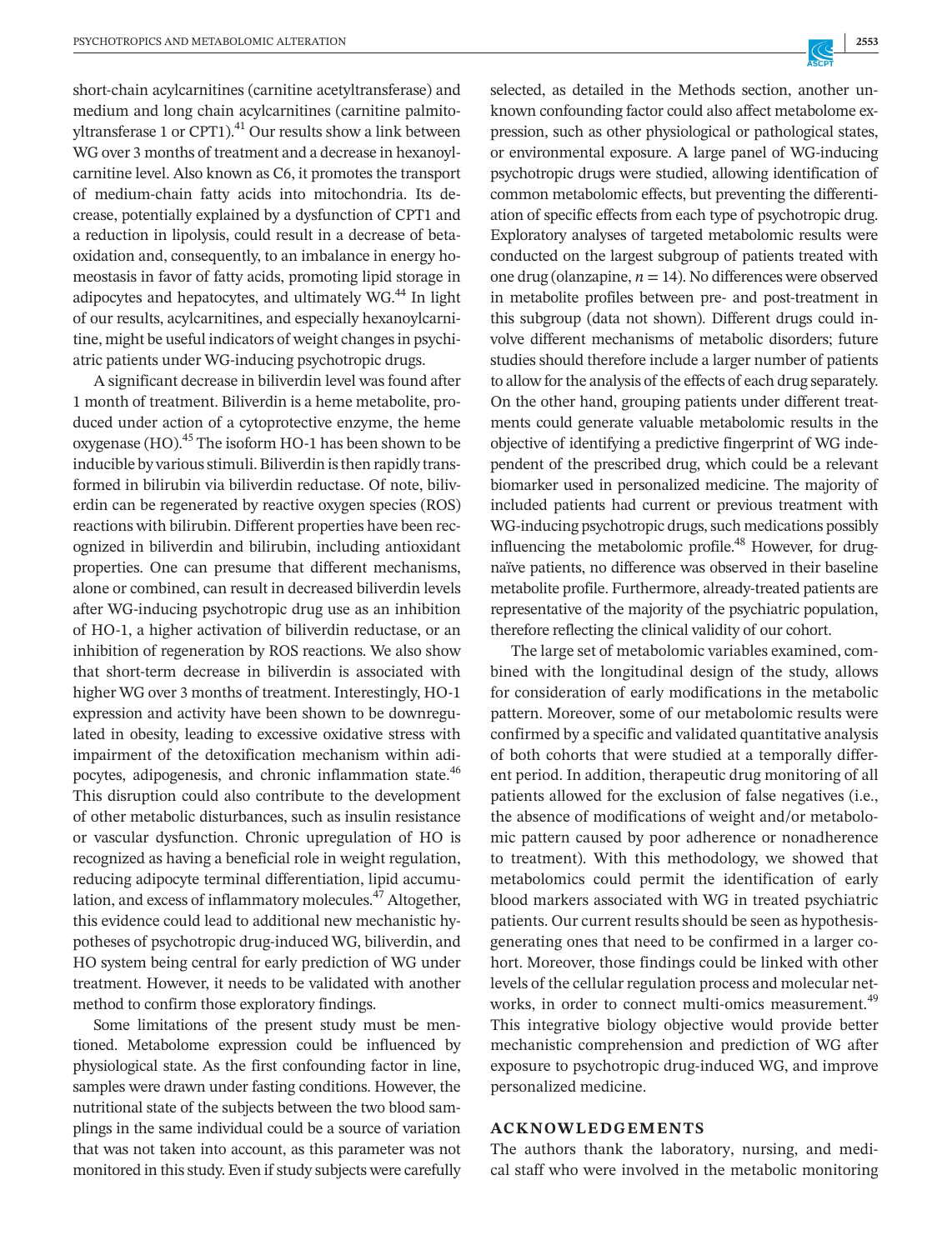short-chain acylcarnitines (carnitine acetyltransferase) and medium and long chain acylcarnitines (carnitine palmitoyltransferase 1 or CPT1).[41] Our results show a link between WG over 3 months of treatment and a decrease in hexanoylcarnitine level. Also known as C6, it promotes the transport of medium-chain fatty acids into mitochondria. Its decrease, potentially explained by a dysfunction of CPT1 and a reduction in lipolysis, could result in a decrease of beta-oxidation and, consequently, to an imbalance in energy homeostasis in favor of fatty acids, promoting lipid storage in adipocytes and hepatocytes, and ultimately WG.[44] In light of our results, acylcarnitines, and especially hexanoylcarnitine, might be useful indicators of weight changes in psychiatric patients under WG-inducing psychotropic drugs.

A significant decrease in biliverdin level was found after 1 month of treatment. Biliverdin is a heme metabolite, produced under action of a cytoprotective enzyme, the heme oxygenase (HO).[45] The isoform HO-1 has been shown to be inducible by various stimuli. Biliverdin is then rapidly transformed in bilirubin via biliverdin reductase. Of note, biliverdin can be regenerated by reactive oxygen species (ROS) reactions with bilirubin. Different properties have been recognized in biliverdin and bilirubin, including antioxidant properties. One can presume that different mechanisms, alone or combined, can result in decreased biliverdin levels after WG-inducing psychotropic drug use as an inhibition of HO-1, a higher activation of biliverdin reductase, or an inhibition of regeneration by ROS reactions. We also show that short-term decrease in biliverdin is associated with higher WG over 3 months of treatment. Interestingly, HO-1 expression and activity have been shown to be downregulated in obesity, leading to excessive oxidative stress with impairment of the detoxification mechanism within adipocytes, adipogenesis, and chronic inflammation state.[46] This disruption could also contribute to the development of other metabolic disturbances, such as insulin resistance or vascular dysfunction. Chronic upregulation of HO is recognized as having a beneficial role in weight regulation, reducing adipocyte terminal differentiation, lipid accumulation, and excess of inflammatory molecules.[47] Altogether, this evidence could lead to additional new mechanistic hypotheses of psychotropic drug-induced WG, biliverdin, and HO system being central for early prediction of WG under treatment. However, it needs to be validated with another method to confirm those exploratory findings.

Some limitations of the present study must be mentioned. Metabolome expression could be influenced by physiological state. As the first confounding factor in line, samples were drawn under fasting conditions. However, the nutritional state of the subjects between the two blood samplings in the same individual could be a source of variation that was not taken into account, as this parameter was not monitored in this study. Even if study subjects were carefully selected, as detailed in the Methods section, another unknown confounding factor could also affect metabolome expression, such as other physiological or pathological states, or environmental exposure. A large panel of WG-inducing psychotropic drugs were studied, allowing identification of common metabolomic effects, but preventing the differentiation of specific effects from each type of psychotropic drug. Exploratory analyses of targeted metabolomic results were conducted on the largest subgroup of patients treated with one drug (olanzapine, $n = 14$). No differences were observed in metabolite profiles between pre- and post-treatment in this subgroup (data not shown). Different drugs could involve different mechanisms of metabolic disorders; future studies should therefore include a larger number of patients to allow for the analysis of the effects of each drug separately. On the other hand, grouping patients under different treatments could generate valuable metabolomic results in the objective of identifying a predictive fingerprint of WG independent of the prescribed drug, which could be a relevant biomarker used in personalized medicine. The majority of included patients had current or previous treatment with WG-inducing psychotropic drugs, such medications possibly influencing the metabolomic profile.[48] However, for drug-naïve patients, no difference was observed in their baseline metabolite profile. Furthermore, already-treated patients are representative of the majority of the psychiatric population, therefore reflecting the clinical validity of our cohort.

The large set of metabolomic variables examined, combined with the longitudinal design of the study, allows for consideration of early modifications in the metabolic pattern. Moreover, some of our metabolomic results were confirmed by a specific and validated quantitative analysis of both cohorts that were studied at a temporally different period. In addition, therapeutic drug monitoring of all patients allowed for the exclusion of false negatives (i.e., the absence of modifications of weight and/or metabolomic pattern caused by poor adherence or nonadherence to treatment). With this methodology, we showed that metabolomics could permit the identification of early blood markers associated with WG in treated psychiatric patients. Our current results should be seen as hypothesis-generating ones that need to be confirmed in a larger cohort. Moreover, those findings could be linked with other levels of the cellular regulation process and molecular networks, in order to connect multi-omics measurement.[49] This integrative biology objective would provide better mechanistic comprehension and prediction of WG after exposure to psychotropic drug-induced WG, and improve personalized medicine.

## ACKNOWLEDGEMENTS

The authors thank the laboratory, nursing, and medical staff who were involved in the metabolic monitoring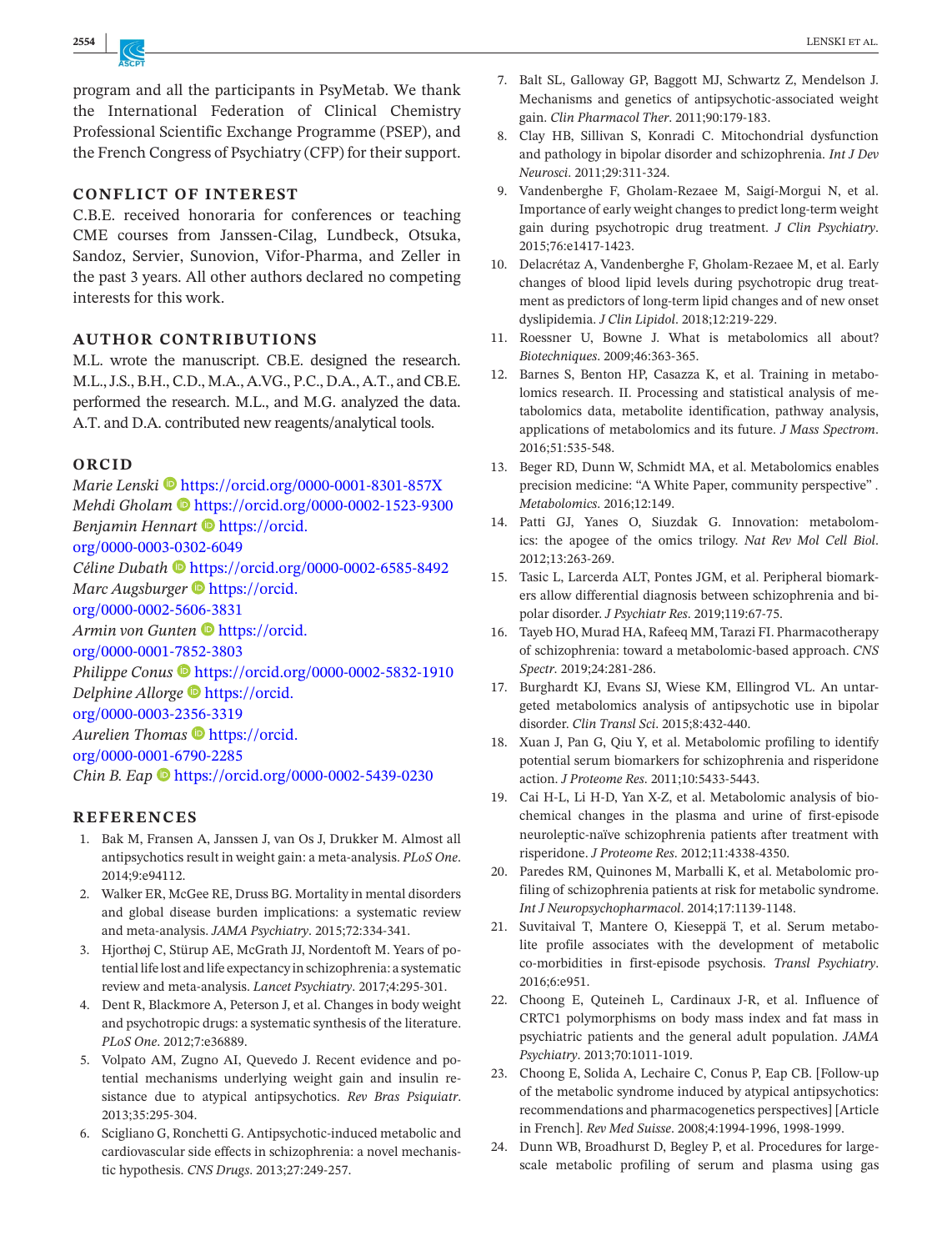program and all the participants in PsyMetab. We thank the International Federation of Clinical Chemistry Professional Scientific Exchange Programme (PSEP), and the French Congress of Psychiatry (CFP) for their support.

## CONFLICT OF INTEREST

C.B.E. received honoraria for conferences or teaching CME courses from Janssen-Cilag, Lundbeck, Otsuka, Sandoz, Servier, Sunovion, Vifor-Pharma, and Zeller in the past 3 years. All other authors declared no competing interests for this work.

## AUTHOR CONTRIBUTIONS

M.L. wrote the manuscript. CB.E. designed the research. M.L., J.S., B.H., C.D., M.A., A.V.G., P.C., D.A., A.T., and CB.E. performed the research. M.L., and M.G. analyzed the data. A.T. and D.A. contributed new reagents/analytical tools.

## ORCID

*Marie Lenski* https://orcid.org/0000-0001-8301-857X
*Mehdi Gholam* https://orcid.org/0000-0002-1523-9300
*Benjamin Hennart* https://orcid.org/0000-0003-0302-6049
*Céline Dubath* https://orcid.org/0000-0002-6585-8492
*Marc Augsburger* https://orcid.org/0000-0002-5606-3831
*Armin von Gunten* https://orcid.org/0000-0001-7852-3803
*Philippe Conus* https://orcid.org/0000-0002-5832-1910
*Delphine Allorge* https://orcid.org/0000-0003-2356-3319
*Aurelien Thomas* https://orcid.org/0000-0001-6790-2285
*Chin B. Eap* https://orcid.org/0000-0002-5439-0230

## REFERENCES

1. Bak M, Fransen A, Janssen J, van Os J, Drukker M. Almost all antipsychotics result in weight gain: a meta-analysis. *PLoS One*. 2014;9:e94112.
2. Walker ER, McGee RE, Druss BG. Mortality in mental disorders and global disease burden implications: a systematic review and meta-analysis. *JAMA Psychiatry*. 2015;72:334-341.
3. Hjorthøj C, Stürup AE, McGrath JJ, Nordentoft M. Years of potential life lost and life expectancy in schizophrenia: a systematic review and meta-analysis. *Lancet Psychiatry*. 2017;4:295-301.
4. Dent R, Blackmore A, Peterson J, et al. Changes in body weight and psychotropic drugs: a systematic synthesis of the literature. *PLoS One*. 2012;7:e36889.
5. Volpato AM, Zugno AI, Quevedo J. Recent evidence and potential mechanisms underlying weight gain and insulin resistance due to atypical antipsychotics. *Rev Bras Psiquiatr*. 2013;35:295-304.
6. Scigliano G, Ronchetti G. Antipsychotic-induced metabolic and cardiovascular side effects in schizophrenia: a novel mechanistic hypothesis. *CNS Drugs*. 2013;27:249-257.
7. Balt SL, Galloway GP, Baggott MJ, Schwartz Z, Mendelson J. Mechanisms and genetics of antipsychotic-associated weight gain. *Clin Pharmacol Ther*. 2011;90:179-183.
8. Clay HB, Sillivan S, Konradi C. Mitochondrial dysfunction and pathology in bipolar disorder and schizophrenia. *Int J Dev Neurosci*. 2011;29:311-324.
9. Vandenberghe F, Gholam-Rezaee M, Saigí-Morgui N, et al. Importance of early weight changes to predict long-term weight gain during psychotropic drug treatment. *J Clin Psychiatry*. 2015;76:e1417-1423.
10. Delacrétaz A, Vandenberghe F, Gholam-Rezaee M, et al. Early changes of blood lipid levels during psychotropic drug treatment as predictors of long-term lipid changes and of new onset dyslipidemia. *J Clin Lipidol*. 2018;12:219-229.
11. Roessner U, Bowne J. What is metabolomics all about? *Biotechniques*. 2009;46:363-365.
12. Barnes S, Benton HP, Casazza K, et al. Training in metabolomics research. II. Processing and statistical analysis of metabolomics data, metabolite identification, pathway analysis, applications of metabolomics and its future. *J Mass Spectrom*. 2016;51:535-548.
13. Beger RD, Dunn W, Schmidt MA, et al. Metabolomics enables precision medicine: "A White Paper, community perspective" . *Metabolomics*. 2016;12:149.
14. Patti GJ, Yanes O, Siuzdak G. Innovation: metabolomics: the apogee of the omics trilogy. *Nat Rev Mol Cell Biol*. 2012;13:263-269.
15. Tasic L, Larcerda ALT, Pontes JGM, et al. Peripheral biomarkers allow differential diagnosis between schizophrenia and bipolar disorder. *J Psychiatr Res*. 2019;119:67-75.
16. Tayeb HO, Murad HA, Rafeeq MM, Tarazi FI. Pharmacotherapy of schizophrenia: toward a metabolomic-based approach. *CNS Spectr*. 2019;24:281-286.
17. Burghardt KJ, Evans SJ, Wiese KM, Ellingrod VL. An untargeted metabolomics analysis of antipsychotic use in bipolar disorder. *Clin Transl Sci*. 2015;8:432-440.
18. Xuan J, Pan G, Qiu Y, et al. Metabolomic profiling to identify potential serum biomarkers for schizophrenia and risperidone action. *J Proteome Res*. 2011;10:5433-5443.
19. Cai H-L, Li H-D, Yan X-Z, et al. Metabolomic analysis of biochemical changes in the plasma and urine of first-episode neuroleptic-naïve schizophrenia patients after treatment with risperidone. *J Proteome Res*. 2012;11:4338-4350.
20. Paredes RM, Quinones M, Marballi K, et al. Metabolomic profiling of schizophrenia patients at risk for metabolic syndrome. *Int J Neuropsychopharmacol*. 2014;17:1139-1148.
21. Suvitaival T, Mantere O, Kieseppä T, et al. Serum metabolite profile associates with the development of metabolic co-morbidities in first-episode psychosis. *Transl Psychiatry*. 2016;6:e951.
22. Choong E, Quteineh L, Cardinaux J-R, et al. Influence of CRTC1 polymorphisms on body mass index and fat mass in psychiatric patients and the general adult population. *JAMA Psychiatry*. 2013;70:1011-1019.
23. Choong E, Solida A, Lechaire C, Conus P, Eap CB. [Follow-up of the metabolic syndrome induced by atypical antipsychotics: recommendations and pharmacogenetics perspectives] [Article in French]. *Rev Med Suisse*. 2008;4:1994-1996, 1998-1999.
24. Dunn WB, Broadhurst D, Begley P, et al. Procedures for large-scale metabolic profiling of serum and plasma using gas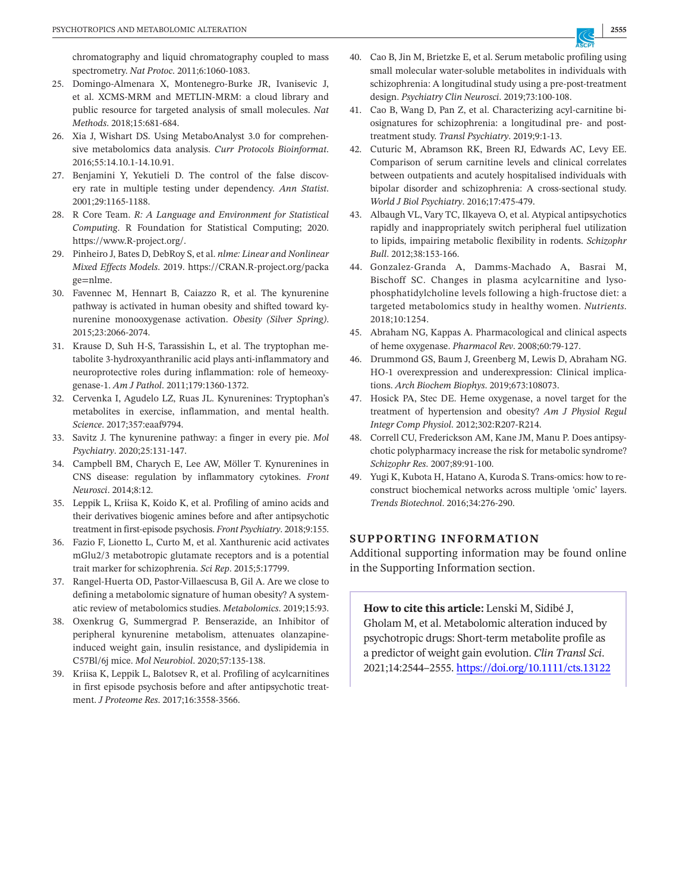chromatography and liquid chromatography coupled to mass spectrometry. *Nat Protoc*. 2011;6:1060-1083.

25. Domingo-Almenara X, Montenegro-Burke JR, Ivanisevic J, et al. XCMS-MRM and METLIN-MRM: a cloud library and public resource for targeted analysis of small molecules. *Nat Methods*. 2018;15:681-684.
26. Xia J, Wishart DS. Using MetaboAnalyst 3.0 for comprehensive metabolomics data analysis. *Curr Protocols Bioinformat*. 2016;55:14.10.1-14.10.91.
27. Benjamini Y, Yekutieli D. The control of the false discovery rate in multiple testing under dependency. *Ann Statist*. 2001;29:1165-1188.
28. R Core Team. *R: A Language and Environment for Statistical Computing*. R Foundation for Statistical Computing; 2020. https://www.R-project.org/.
29. Pinheiro J, Bates D, DebRoy S, et al. *nlme: Linear and Nonlinear Mixed Effects Models*. 2019. https://CRAN.R-project.org/package=nlme.
30. Favennec M, Hennart B, Caiazzo R, et al. The kynurenine pathway is activated in human obesity and shifted toward kynurenine monooxygenase activation. *Obesity (Silver Spring)*. 2015;23:2066-2074.
31. Krause D, Suh H-S, Tarassishin L, et al. The tryptophan metabolite 3-hydroxyanthranilic acid plays anti-inflammatory and neuroprotective roles during inflammation: role of hemeoxygenase-1. *Am J Pathol*. 2011;179:1360-1372.
32. Cervenka I, Agudelo LZ, Ruas JL. Kynurenines: Tryptophan's metabolites in exercise, inflammation, and mental health. *Science*. 2017;357:eaaf9794.
33. Savitz J. The kynurenine pathway: a finger in every pie. *Mol Psychiatry*. 2020;25:131-147.
34. Campbell BM, Charych E, Lee AW, Möller T. Kynurenines in CNS disease: regulation by inflammatory cytokines. *Front Neurosci*. 2014;8:12.
35. Leppik L, Kriisa K, Koido K, et al. Profiling of amino acids and their derivatives biogenic amines before and after antipsychotic treatment in first-episode psychosis. *Front Psychiatry*. 2018;9:155.
36. Fazio F, Lionetto L, Curto M, et al. Xanthurenic acid activates mGlu2/3 metabotropic glutamate receptors and is a potential trait marker for schizophrenia. *Sci Rep*. 2015;5:17799.
37. Rangel-Huerta OD, Pastor-Villaescusa B, Gil A. Are we close to defining a metabolomic signature of human obesity? A systematic review of metabolomics studies. *Metabolomics*. 2019;15:93.
38. Oxenkrug G, Summergrad P. Benserazide, an Inhibitor of peripheral kynurenine metabolism, attenuates olanzapine-induced weight gain, insulin resistance, and dyslipidemia in C57Bl/6j mice. *Mol Neurobiol*. 2020;57:135-138.
39. Kriisa K, Leppik L, Balotsev R, et al. Profiling of acylcarnitines in first episode psychosis before and after antipsychotic treatment. *J Proteome Res*. 2017;16:3558-3566.
40. Cao B, Jin M, Brietzke E, et al. Serum metabolic profiling using small molecular water-soluble metabolites in individuals with schizophrenia: A longitudinal study using a pre-post-treatment design. *Psychiatry Clin Neurosci*. 2019;73:100-108.
41. Cao B, Wang D, Pan Z, et al. Characterizing acyl-carnitine biosignatures for schizophrenia: a longitudinal pre- and post-treatment study. *Transl Psychiatry*. 2019;9:1-13.
42. Cuturic M, Abramson RK, Breen RJ, Edwards AC, Levy EE. Comparison of serum carnitine levels and clinical correlates between outpatients and acutely hospitalised individuals with bipolar disorder and schizophrenia: A cross-sectional study. *World J Biol Psychiatry*. 2016;17:475-479.
43. Albaugh VL, Vary TC, Ilkayeva O, et al. Atypical antipsychotics rapidly and inappropriately switch peripheral fuel utilization to lipids, impairing metabolic flexibility in rodents. *Schizophr Bull*. 2012;38:153-166.
44. Gonzalez-Granda A, Damms-Machado A, Basrai M, Bischoff SC. Changes in plasma acylcarnitine and lysophosphatidylcholine levels following a high-fructose diet: a targeted metabolomics study in healthy women. *Nutrients*. 2018;10:1254.
45. Abraham NG, Kappas A. Pharmacological and clinical aspects of heme oxygenase. *Pharmacol Rev*. 2008;60:79-127.
46. Drummond GS, Baum J, Greenberg M, Lewis D, Abraham NG. HO-1 overexpression and underexpression: Clinical implications. *Arch Biochem Biophys*. 2019;673:108073.
47. Hosick PA, Stec DE. Heme oxygenase, a novel target for the treatment of hypertension and obesity? *Am J Physiol Regul Integr Comp Physiol*. 2012;302:R207-R214.
48. Correll CU, Frederickson AM, Kane JM, Manu P. Does antipsychotic polypharmacy increase the risk for metabolic syndrome? *Schizophr Res*. 2007;89:91-100.
49. Yugi K, Kubota H, Hatano A, Kuroda S. Trans-omics: how to reconstruct biochemical networks across multiple 'omic' layers. *Trends Biotechnol*. 2016;34:276-290.

## SUPPORTING INFORMATION

Additional supporting information may be found online in the Supporting Information section.

**How to cite this article:** Lenski M, Sidibé J, Gholam M, et al. Metabolomic alteration induced by psychotropic drugs: Short-term metabolite profile as a predictor of weight gain evolution. *Clin Transl Sci*. 2021;14:2544–2555. https://doi.org/10.1111/cts.13122